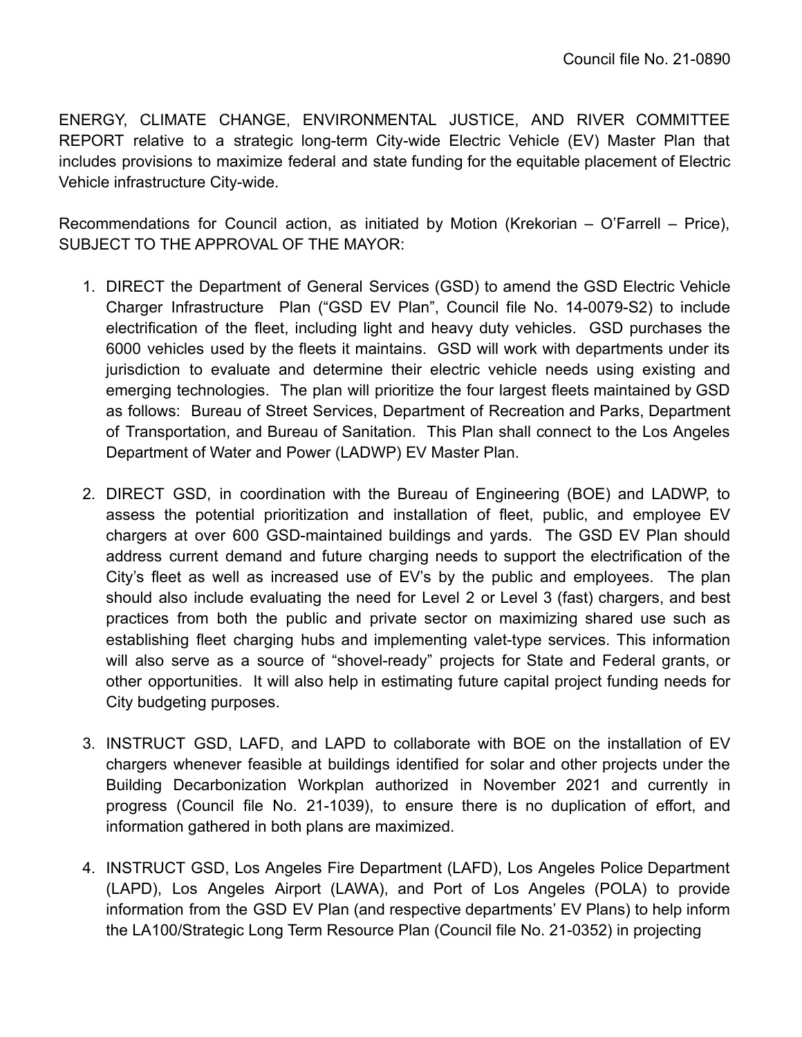Council file No. 21-0890

ENERGY, CLIMATE CHANGE, ENVIRONMENTAL JUSTICE, AND RIVER COMMITTEE REPORT relative to a strategic long-term City-wide Electric Vehicle (EV) Master Plan that includes provisions to maximize federal and state funding for the equitable placement of Electric Vehicle infrastructure City-wide.

Recommendations for Council action, as initiated by Motion (Krekorian – O'Farrell – Price), SUBJECT TO THE APPROVAL OF THE MAYOR:

1. DIRECT the Department of General Services (GSD) to amend the GSD Electric Vehicle Charger Infrastructure Plan ("GSD EV Plan", Council file No. 14-0079-S2) to include electrification of the fleet, including light and heavy duty vehicles. GSD purchases the 6000 vehicles used by the fleets it maintains. GSD will work with departments under its jurisdiction to evaluate and determine their electric vehicle needs using existing and emerging technologies. The plan will prioritize the four largest fleets maintained by GSD as follows: Bureau of Street Services, Department of Recreation and Parks, Department of Transportation, and Bureau of Sanitation. This Plan shall connect to the Los Angeles Department of Water and Power (LADWP) EV Master Plan.

2. DIRECT GSD, in coordination with the Bureau of Engineering (BOE) and LADWP, to assess the potential prioritization and installation of fleet, public, and employee EV chargers at over 600 GSD-maintained buildings and yards. The GSD EV Plan should address current demand and future charging needs to support the electrification of the City's fleet as well as increased use of EV's by the public and employees. The plan should also include evaluating the need for Level 2 or Level 3 (fast) chargers, and best practices from both the public and private sector on maximizing shared use such as establishing fleet charging hubs and implementing valet-type services. This information will also serve as a source of "shovel-ready" projects for State and Federal grants, or other opportunities. It will also help in estimating future capital project funding needs for City budgeting purposes.

3. INSTRUCT GSD, LAFD, and LAPD to collaborate with BOE on the installation of EV chargers whenever feasible at buildings identified for solar and other projects under the Building Decarbonization Workplan authorized in November 2021 and currently in progress (Council file No. 21-1039), to ensure there is no duplication of effort, and information gathered in both plans are maximized.

4. INSTRUCT GSD, Los Angeles Fire Department (LAFD), Los Angeles Police Department (LAPD), Los Angeles Airport (LAWA), and Port of Los Angeles (POLA) to provide information from the GSD EV Plan (and respective departments' EV Plans) to help inform the LA100/Strategic Long Term Resource Plan (Council file No. 21-0352) in projecting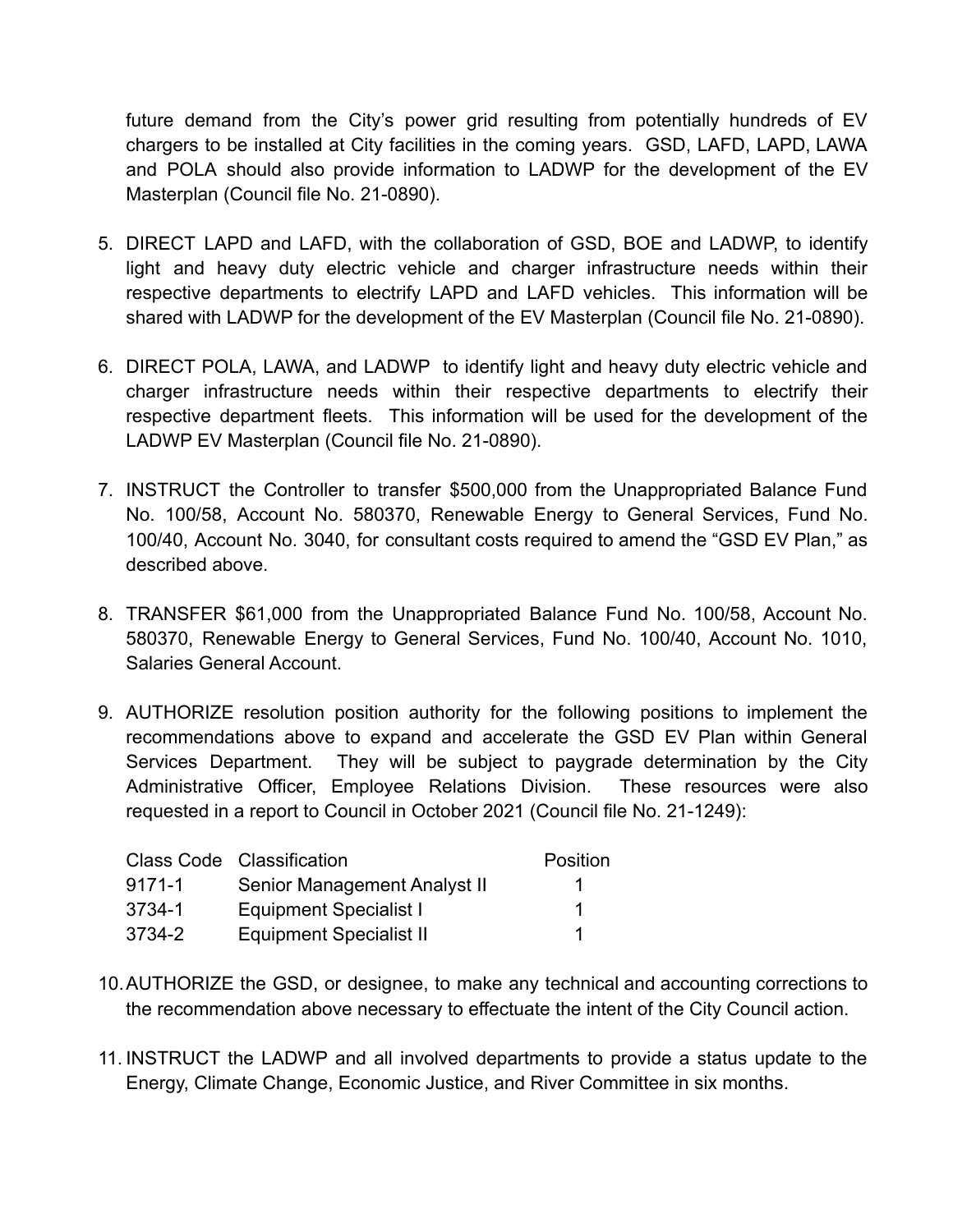future demand from the City's power grid resulting from potentially hundreds of EV chargers to be installed at City facilities in the coming years. GSD, LAFD, LAPD, LAWA and POLA should also provide information to LADWP for the development of the EV Masterplan (Council file No. 21-0890).

5. DIRECT LAPD and LAFD, with the collaboration of GSD, BOE and LADWP, to identify light and heavy duty electric vehicle and charger infrastructure needs within their respective departments to electrify LAPD and LAFD vehicles. This information will be shared with LADWP for the development of the EV Masterplan (Council file No. 21-0890).

6. DIRECT POLA, LAWA, and LADWP to identify light and heavy duty electric vehicle and charger infrastructure needs within their respective departments to electrify their respective department fleets. This information will be used for the development of the LADWP EV Masterplan (Council file No. 21-0890).

7. INSTRUCT the Controller to transfer $500,000 from the Unappropriated Balance Fund No. 100/58, Account No. 580370, Renewable Energy to General Services, Fund No. 100/40, Account No. 3040, for consultant costs required to amend the "GSD EV Plan," as described above.

8. TRANSFER $61,000 from the Unappropriated Balance Fund No. 100/58, Account No. 580370, Renewable Energy to General Services, Fund No. 100/40, Account No. 1010, Salaries General Account.

9. AUTHORIZE resolution position authority for the following positions to implement the recommendations above to expand and accelerate the GSD EV Plan within General Services Department. They will be subject to paygrade determination by the City Administrative Officer, Employee Relations Division. These resources were also requested in a report to Council in October 2021 (Council file No. 21-1249):

| Class Code | Classification | Position |
|---|---|---|
| 9171-1 | Senior Management Analyst II | 1 |
| 3734-1 | Equipment Specialist I | 1 |
| 3734-2 | Equipment Specialist II | 1 |

10. AUTHORIZE the GSD, or designee, to make any technical and accounting corrections to the recommendation above necessary to effectuate the intent of the City Council action.

11. INSTRUCT the LADWP and all involved departments to provide a status update to the Energy, Climate Change, Economic Justice, and River Committee in six months.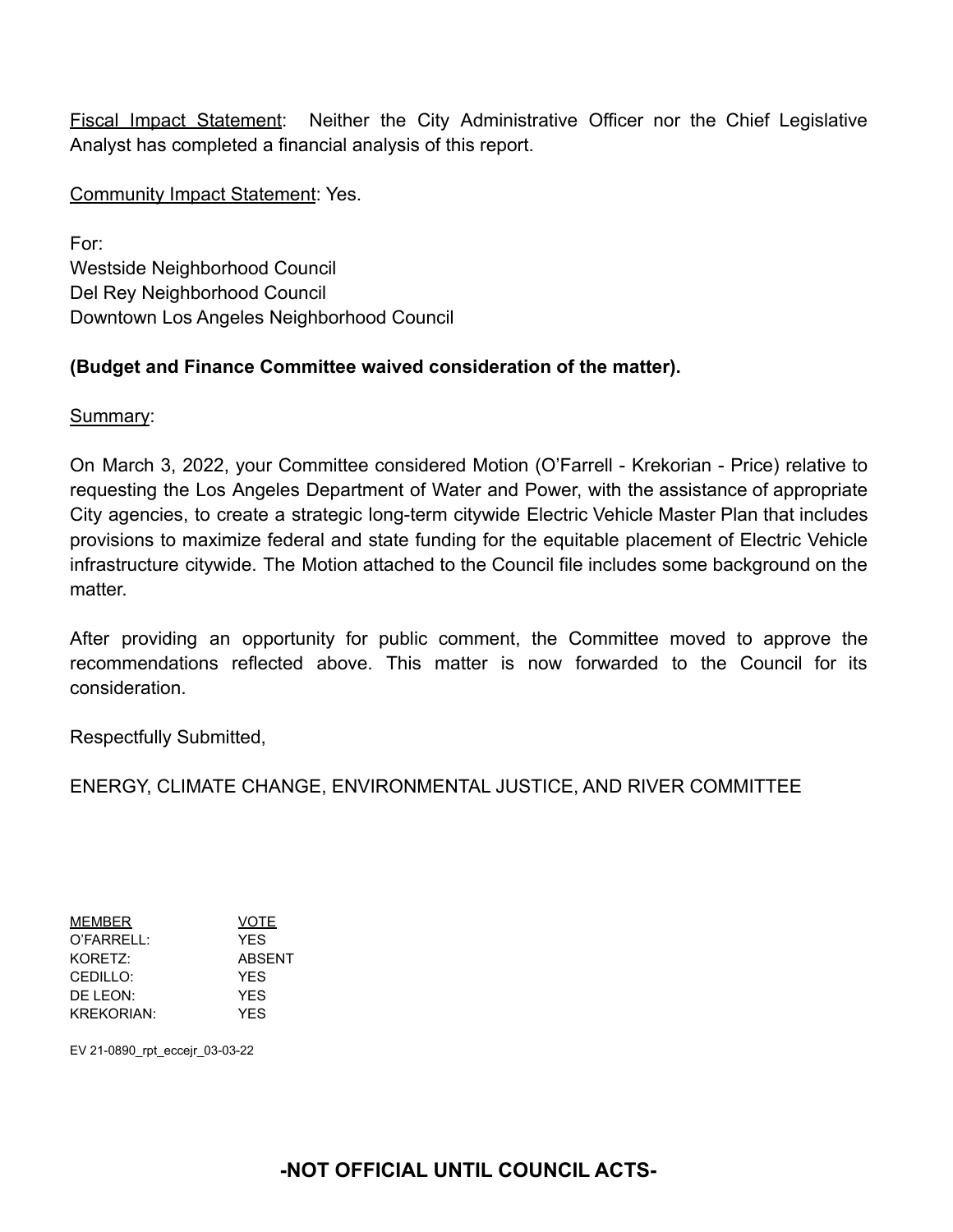Fiscal Impact Statement: Neither the City Administrative Officer nor the Chief Legislative Analyst has completed a financial analysis of this report.

Community Impact Statement: Yes.

For:
Westside Neighborhood Council
Del Rey Neighborhood Council
Downtown Los Angeles Neighborhood Council

**(Budget and Finance Committee waived consideration of the matter).**

Summary:

On March 3, 2022, your Committee considered Motion (O'Farrell - Krekorian - Price) relative to requesting the Los Angeles Department of Water and Power, with the assistance of appropriate City agencies, to create a strategic long-term citywide Electric Vehicle Master Plan that includes provisions to maximize federal and state funding for the equitable placement of Electric Vehicle infrastructure citywide. The Motion attached to the Council file includes some background on the matter.

After providing an opportunity for public comment, the Committee moved to approve the recommendations reflected above. This matter is now forwarded to the Council for its consideration.

Respectfully Submitted,

ENERGY, CLIMATE CHANGE, ENVIRONMENTAL JUSTICE, AND RIVER COMMITTEE

| MEMBER | VOTE |
| --- | --- |
| O'FARRELL: | YES |
| KORETZ: | ABSENT |
| CEDILLO: | YES |
| DE LEON: | YES |
| KREKORIAN: | YES |

EV 21-0890_rpt_eccejr_03-03-22

**-NOT OFFICIAL UNTIL COUNCIL ACTS-**